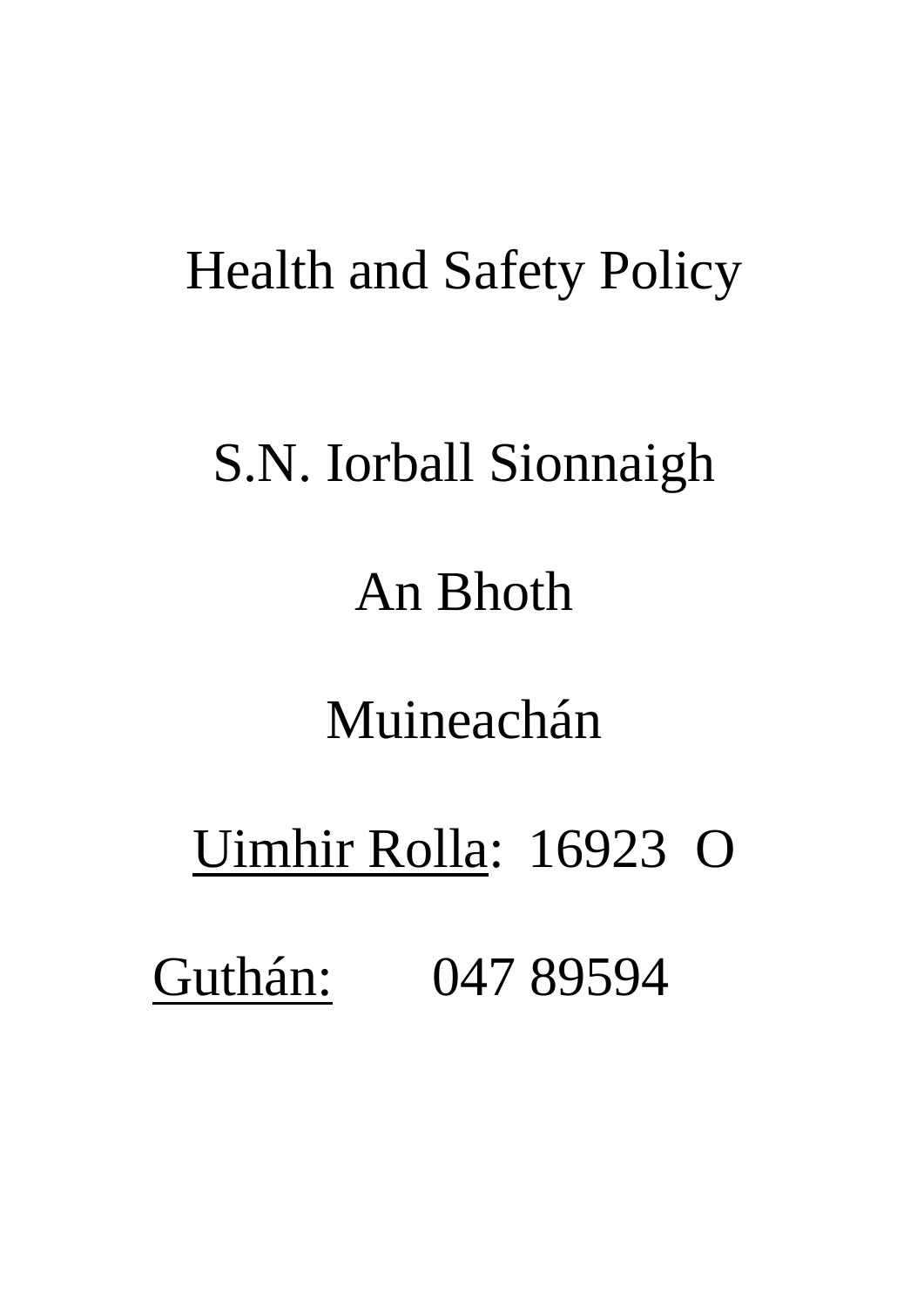# Health and Safety Policy

S.N. Iorball Sionnaigh

An Bhoth

Muineachán

Uimhir Rolla: 16923 O

Guthán: 047 89594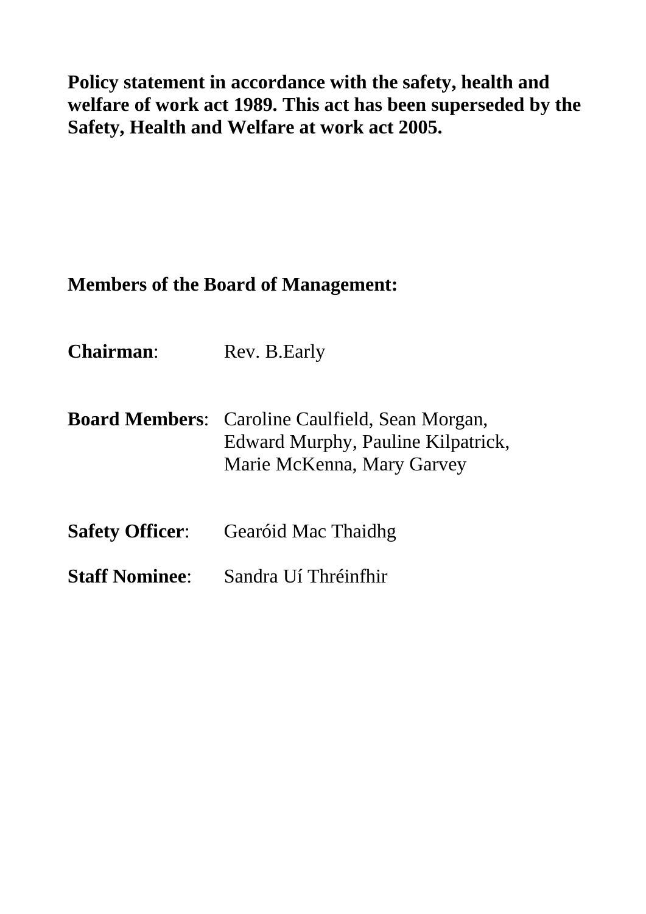**Policy statement in accordance with the safety, health and welfare of work act 1989. This act has been superseded by the Safety, Health and Welfare at work act 2005.**

**Members of the Board of Management:**

**Chairman**: Rev. B.Early

**Board Members**: Caroline Caulfield, Sean Morgan, Edward Murphy, Pauline Kilpatrick, Marie McKenna, Mary Garvey

**Safety Officer**: Gearóid Mac Thaidhg

**Staff Nominee**: Sandra Uí Thréinfhir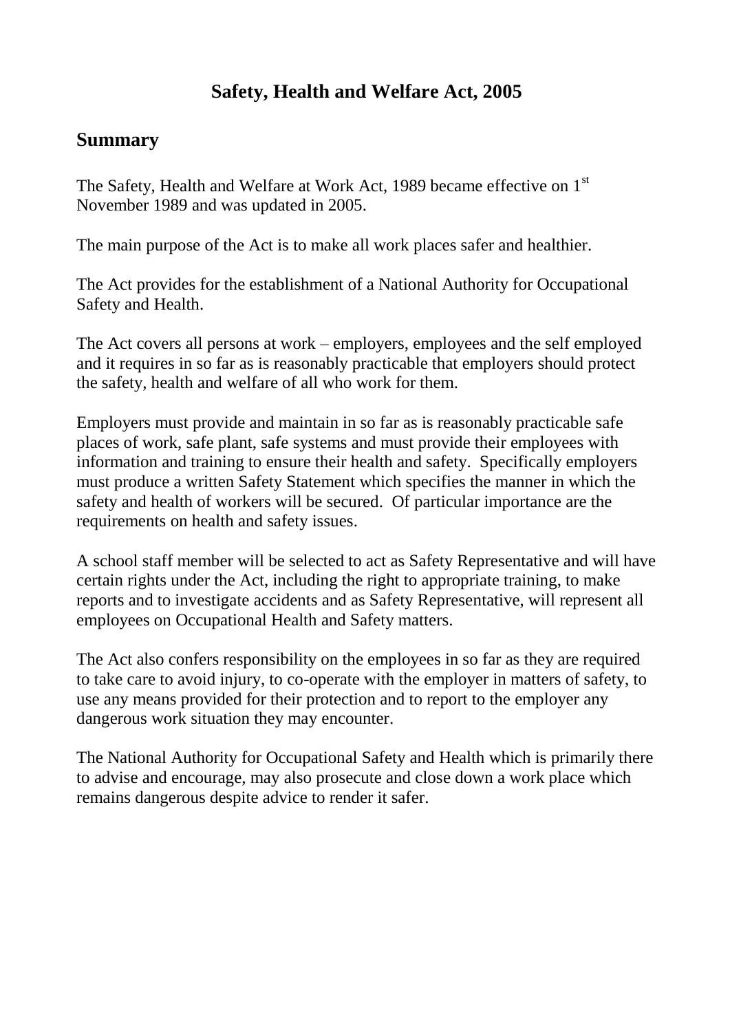# Safety, Health and Welfare Act, 2005

## Summary

The Safety, Health and Welfare at Work Act, 1989 became effective on 1st November 1989 and was updated in 2005.

The main purpose of the Act is to make all work places safer and healthier.

The Act provides for the establishment of a National Authority for Occupational Safety and Health.

The Act covers all persons at work – employers, employees and the self employed and it requires in so far as is reasonably practicable that employers should protect the safety, health and welfare of all who work for them.

Employers must provide and maintain in so far as is reasonably practicable safe places of work, safe plant, safe systems and must provide their employees with information and training to ensure their health and safety. Specifically employers must produce a written Safety Statement which specifies the manner in which the safety and health of workers will be secured. Of particular importance are the requirements on health and safety issues.

A school staff member will be selected to act as Safety Representative and will have certain rights under the Act, including the right to appropriate training, to make reports and to investigate accidents and as Safety Representative, will represent all employees on Occupational Health and Safety matters.

The Act also confers responsibility on the employees in so far as they are required to take care to avoid injury, to co-operate with the employer in matters of safety, to use any means provided for their protection and to report to the employer any dangerous work situation they may encounter.

The National Authority for Occupational Safety and Health which is primarily there to advise and encourage, may also prosecute and close down a work place which remains dangerous despite advice to render it safer.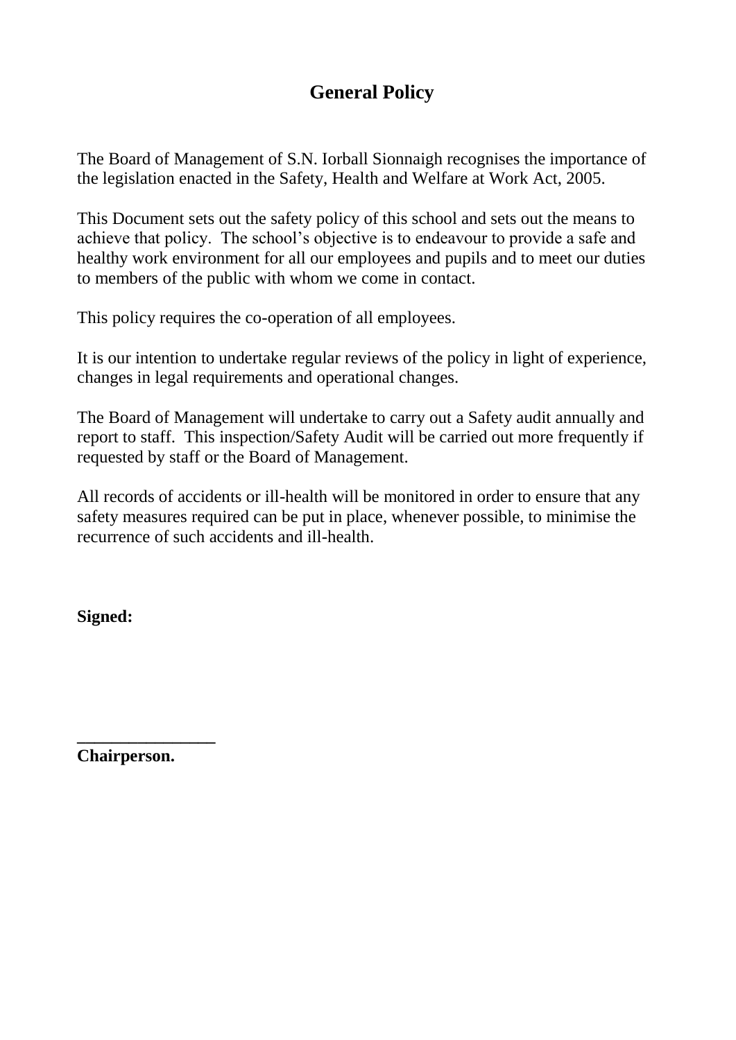## General Policy

The Board of Management of S.N. Iorball Sionnaigh recognises the importance of the legislation enacted in the Safety, Health and Welfare at Work Act, 2005.

This Document sets out the safety policy of this school and sets out the means to achieve that policy. The school's objective is to endeavour to provide a safe and healthy work environment for all our employees and pupils and to meet our duties to members of the public with whom we come in contact.

This policy requires the co-operation of all employees.

It is our intention to undertake regular reviews of the policy in light of experience, changes in legal requirements and operational changes.

The Board of Management will undertake to carry out a Safety audit annually and report to staff. This inspection/Safety Audit will be carried out more frequently if requested by staff or the Board of Management.

All records of accidents or ill-health will be monitored in order to ensure that any safety measures required can be put in place, whenever possible, to minimise the recurrence of such accidents and ill-health.

**Signed:**

**_______________**
**Chairperson.**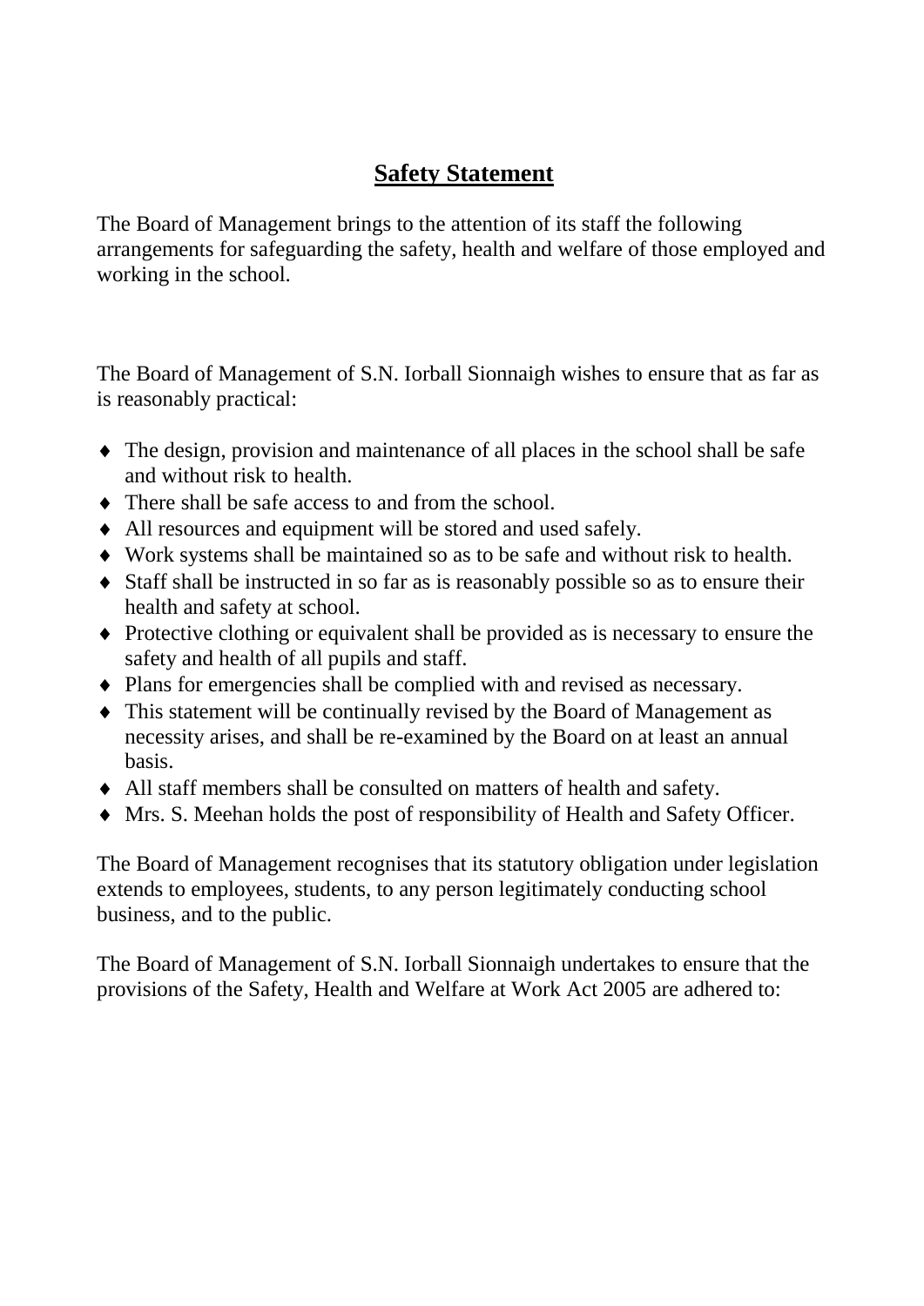## Safety Statement

The Board of Management brings to the attention of its staff the following arrangements for safeguarding the safety, health and welfare of those employed and working in the school.

The Board of Management of S.N. Iorball Sionnaigh wishes to ensure that as far as is reasonably practical:

- The design, provision and maintenance of all places in the school shall be safe and without risk to health.
- There shall be safe access to and from the school.
- All resources and equipment will be stored and used safely.
- Work systems shall be maintained so as to be safe and without risk to health.
- Staff shall be instructed in so far as is reasonably possible so as to ensure their health and safety at school.
- Protective clothing or equivalent shall be provided as is necessary to ensure the safety and health of all pupils and staff.
- Plans for emergencies shall be complied with and revised as necessary.
- This statement will be continually revised by the Board of Management as necessity arises, and shall be re-examined by the Board on at least an annual basis.
- All staff members shall be consulted on matters of health and safety.
- Mrs. S. Meehan holds the post of responsibility of Health and Safety Officer.

The Board of Management recognises that its statutory obligation under legislation extends to employees, students, to any person legitimately conducting school business, and to the public.

The Board of Management of S.N. Iorball Sionnaigh undertakes to ensure that the provisions of the Safety, Health and Welfare at Work Act 2005 are adhered to: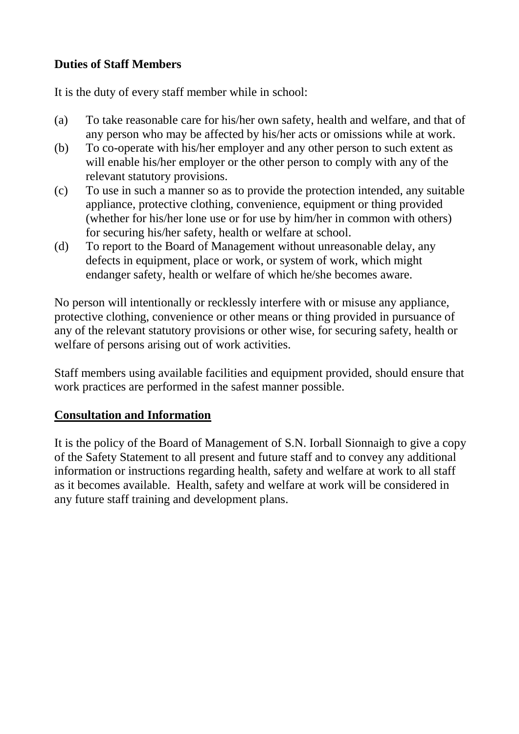**Duties of Staff Members**

It is the duty of every staff member while in school:

(a) To take reasonable care for his/her own safety, health and welfare, and that of any person who may be affected by his/her acts or omissions while at work.

(b) To co-operate with his/her employer and any other person to such extent as will enable his/her employer or the other person to comply with any of the relevant statutory provisions.

(c) To use in such a manner so as to provide the protection intended, any suitable appliance, protective clothing, convenience, equipment or thing provided (whether for his/her lone use or for use by him/her in common with others) for securing his/her safety, health or welfare at school.

(d) To report to the Board of Management without unreasonable delay, any defects in equipment, place or work, or system of work, which might endanger safety, health or welfare of which he/she becomes aware.

No person will intentionally or recklessly interfere with or misuse any appliance, protective clothing, convenience or other means or thing provided in pursuance of any of the relevant statutory provisions or other wise, for securing safety, health or welfare of persons arising out of work activities.

Staff members using available facilities and equipment provided, should ensure that work practices are performed in the safest manner possible.

## Consultation and Information

It is the policy of the Board of Management of S.N. Iorball Sionnaigh to give a copy of the Safety Statement to all present and future staff and to convey any additional information or instructions regarding health, safety and welfare at work to all staff as it becomes available. Health, safety and welfare at work will be considered in any future staff training and development plans.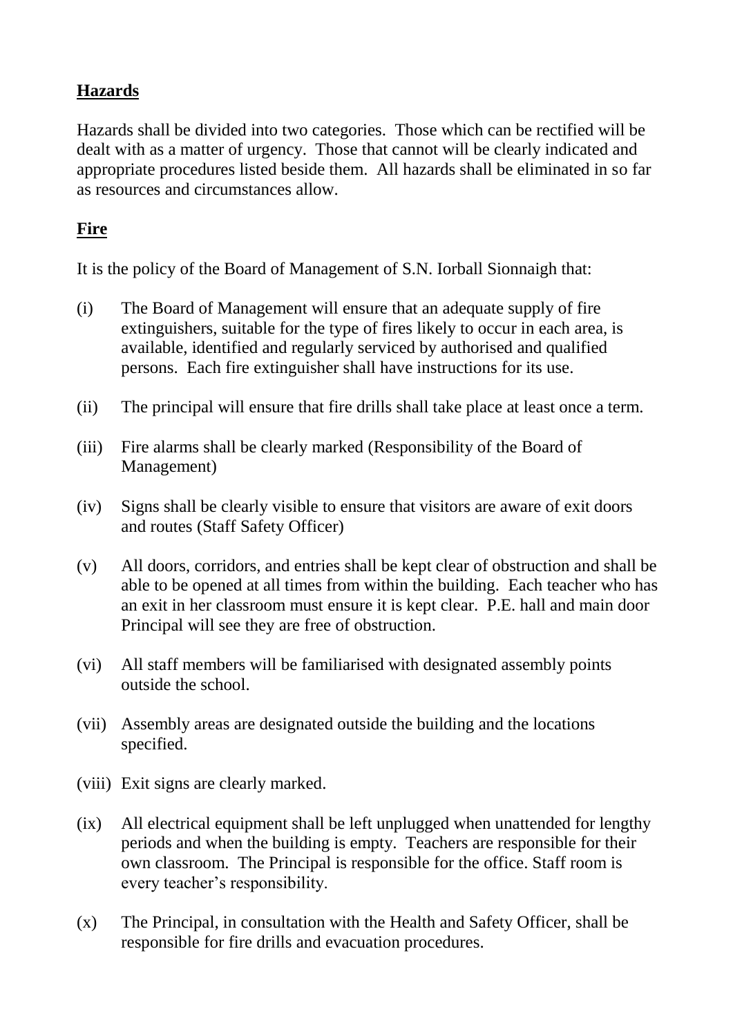## Hazards

Hazards shall be divided into two categories. Those which can be rectified will be dealt with as a matter of urgency. Those that cannot will be clearly indicated and appropriate procedures listed beside them. All hazards shall be eliminated in so far as resources and circumstances allow.

## Fire

It is the policy of the Board of Management of S.N. Iorball Sionnaigh that:

(i) The Board of Management will ensure that an adequate supply of fire extinguishers, suitable for the type of fires likely to occur in each area, is available, identified and regularly serviced by authorised and qualified persons. Each fire extinguisher shall have instructions for its use.

(ii) The principal will ensure that fire drills shall take place at least once a term.

(iii) Fire alarms shall be clearly marked (Responsibility of the Board of Management)

(iv) Signs shall be clearly visible to ensure that visitors are aware of exit doors and routes (Staff Safety Officer)

(v) All doors, corridors, and entries shall be kept clear of obstruction and shall be able to be opened at all times from within the building. Each teacher who has an exit in her classroom must ensure it is kept clear. P.E. hall and main door Principal will see they are free of obstruction.

(vi) All staff members will be familiarised with designated assembly points outside the school.

(vii) Assembly areas are designated outside the building and the locations specified.

(viii) Exit signs are clearly marked.

(ix) All electrical equipment shall be left unplugged when unattended for lengthy periods and when the building is empty. Teachers are responsible for their own classroom. The Principal is responsible for the office. Staff room is every teacher's responsibility.

(x) The Principal, in consultation with the Health and Safety Officer, shall be responsible for fire drills and evacuation procedures.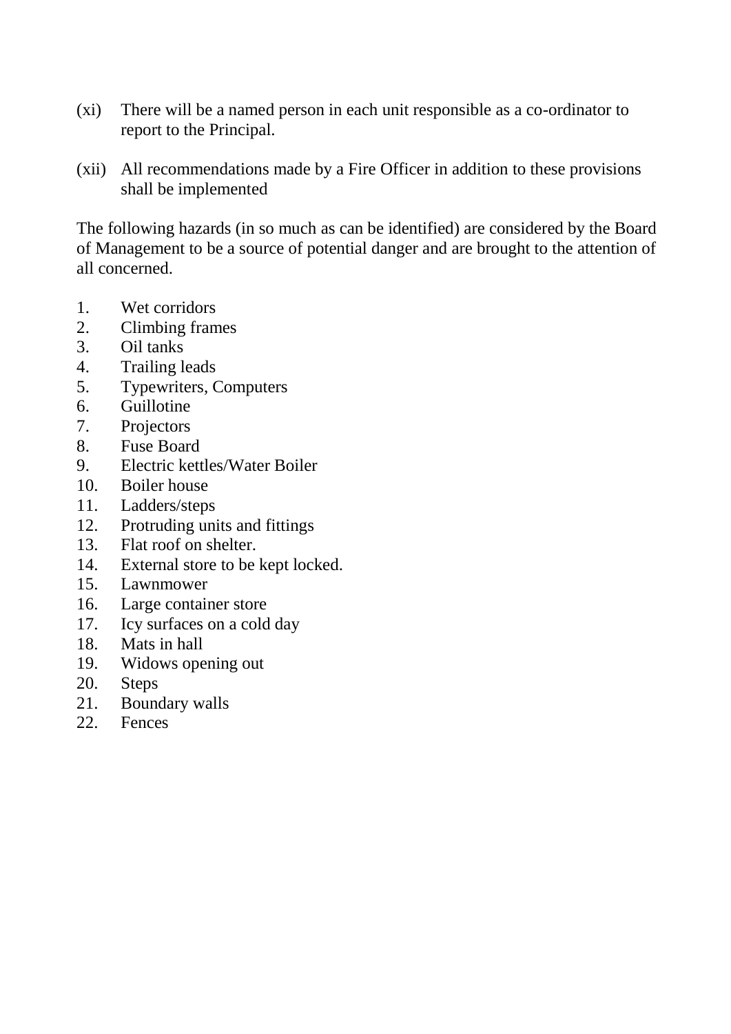(xi) There will be a named person in each unit responsible as a co-ordinator to report to the Principal.

(xii) All recommendations made by a Fire Officer in addition to these provisions shall be implemented

The following hazards (in so much as can be identified) are considered by the Board of Management to be a source of potential danger and are brought to the attention of all concerned.

1. Wet corridors
2. Climbing frames
3. Oil tanks
4. Trailing leads
5. Typewriters, Computers
6. Guillotine
7. Projectors
8. Fuse Board
9. Electric kettles/Water Boiler
10. Boiler house
11. Ladders/steps
12. Protruding units and fittings
13. Flat roof on shelter.
14. External store to be kept locked.
15. Lawnmower
16. Large container store
17. Icy surfaces on a cold day
18. Mats in hall
19. Widows opening out
20. Steps
21. Boundary walls
22. Fences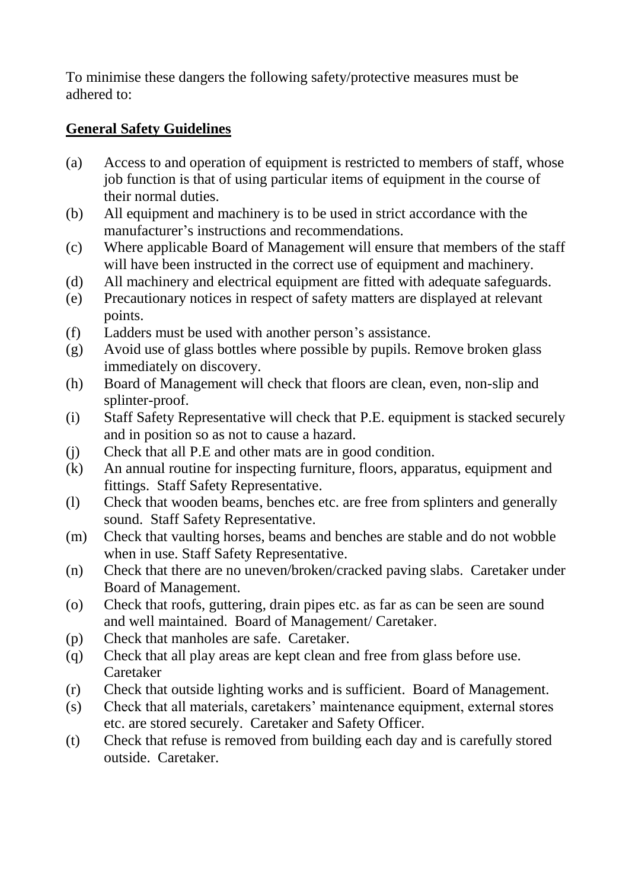To minimise these dangers the following safety/protective measures must be adhered to:

**General Safety Guidelines**

(a) Access to and operation of equipment is restricted to members of staff, whose job function is that of using particular items of equipment in the course of their normal duties.
(b) All equipment and machinery is to be used in strict accordance with the manufacturer's instructions and recommendations.
(c) Where applicable Board of Management will ensure that members of the staff will have been instructed in the correct use of equipment and machinery.
(d) All machinery and electrical equipment are fitted with adequate safeguards.
(e) Precautionary notices in respect of safety matters are displayed at relevant points.
(f) Ladders must be used with another person's assistance.
(g) Avoid use of glass bottles where possible by pupils. Remove broken glass immediately on discovery.
(h) Board of Management will check that floors are clean, even, non-slip and splinter-proof.
(i) Staff Safety Representative will check that P.E. equipment is stacked securely and in position so as not to cause a hazard.
(j) Check that all P.E and other mats are in good condition.
(k) An annual routine for inspecting furniture, floors, apparatus, equipment and fittings. Staff Safety Representative.
(l) Check that wooden beams, benches etc. are free from splinters and generally sound. Staff Safety Representative.
(m) Check that vaulting horses, beams and benches are stable and do not wobble when in use. Staff Safety Representative.
(n) Check that there are no uneven/broken/cracked paving slabs. Caretaker under Board of Management.
(o) Check that roofs, guttering, drain pipes etc. as far as can be seen are sound and well maintained. Board of Management/ Caretaker.
(p) Check that manholes are safe. Caretaker.
(q) Check that all play areas are kept clean and free from glass before use. Caretaker
(r) Check that outside lighting works and is sufficient. Board of Management.
(s) Check that all materials, caretakers' maintenance equipment, external stores etc. are stored securely. Caretaker and Safety Officer.
(t) Check that refuse is removed from building each day and is carefully stored outside. Caretaker.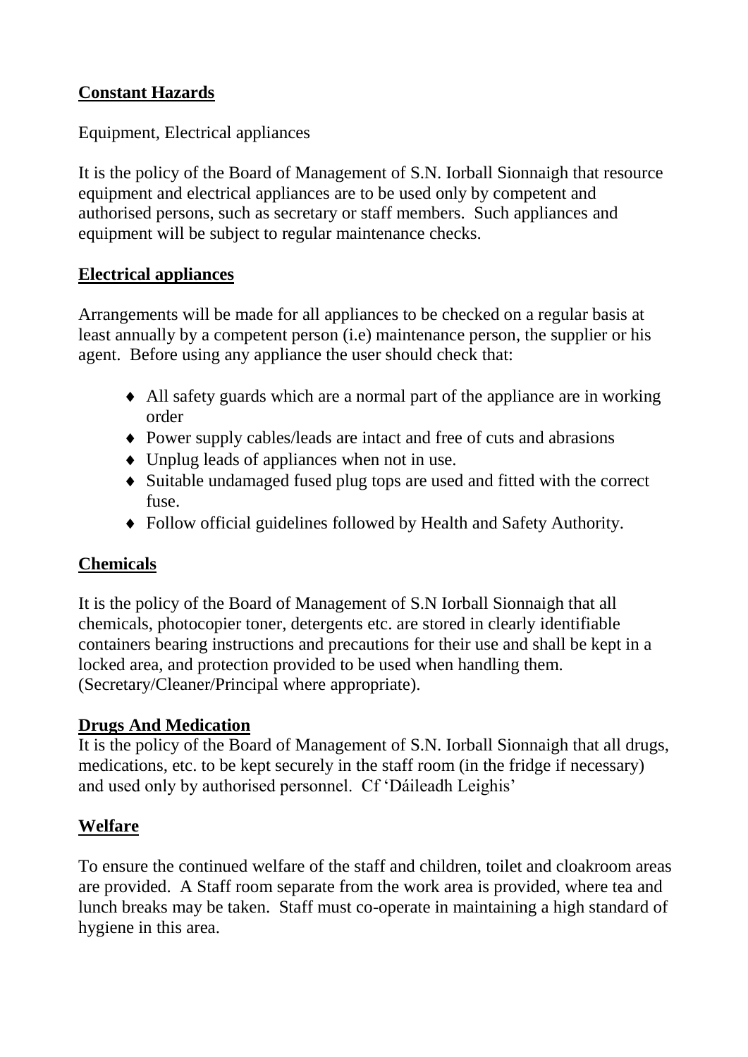## Constant Hazards

Equipment, Electrical appliances

It is the policy of the Board of Management of S.N. Iorball Sionnaigh that resource equipment and electrical appliances are to be used only by competent and authorised persons, such as secretary or staff members. Such appliances and equipment will be subject to regular maintenance checks.

## Electrical appliances

Arrangements will be made for all appliances to be checked on a regular basis at least annually by a competent person (i.e) maintenance person, the supplier or his agent. Before using any appliance the user should check that:

- All safety guards which are a normal part of the appliance are in working order
- Power supply cables/leads are intact and free of cuts and abrasions
- Unplug leads of appliances when not in use.
- Suitable undamaged fused plug tops are used and fitted with the correct fuse.
- Follow official guidelines followed by Health and Safety Authority.

## Chemicals

It is the policy of the Board of Management of S.N Iorball Sionnaigh that all chemicals, photocopier toner, detergents etc. are stored in clearly identifiable containers bearing instructions and precautions for their use and shall be kept in a locked area, and protection provided to be used when handling them. (Secretary/Cleaner/Principal where appropriate).

## Drugs And Medication

It is the policy of the Board of Management of S.N. Iorball Sionnaigh that all drugs, medications, etc. to be kept securely in the staff room (in the fridge if necessary) and used only by authorised personnel. Cf 'Dáileadh Leighis'

## Welfare

To ensure the continued welfare of the staff and children, toilet and cloakroom areas are provided. A Staff room separate from the work area is provided, where tea and lunch breaks may be taken. Staff must co-operate in maintaining a high standard of hygiene in this area.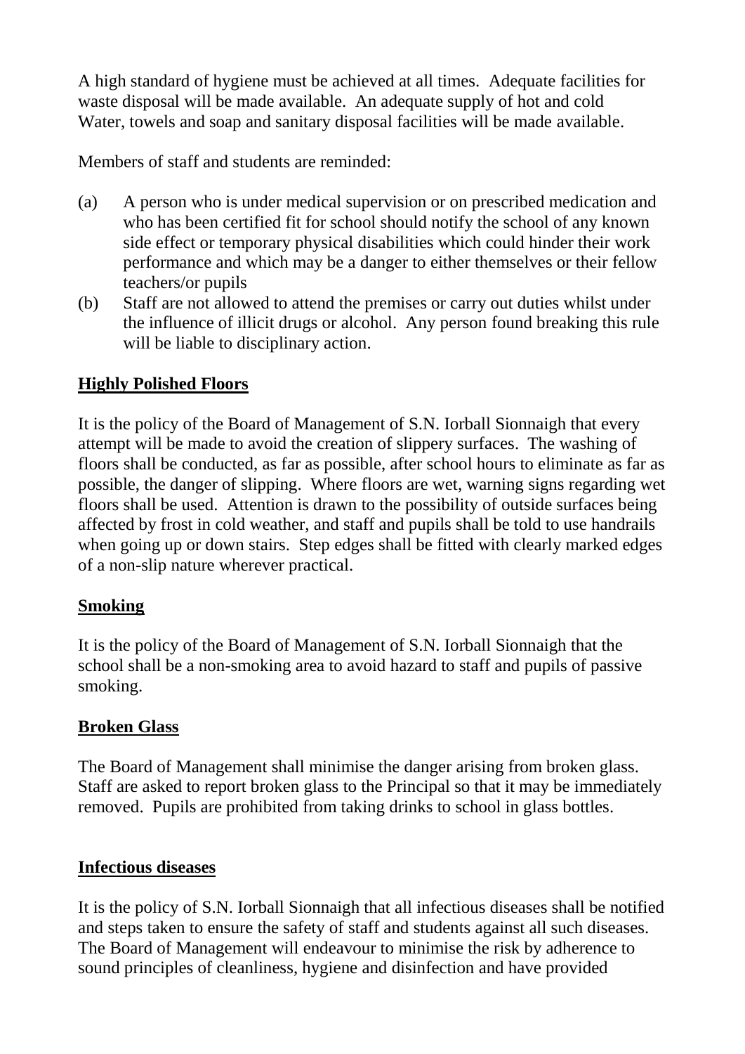A high standard of hygiene must be achieved at all times. Adequate facilities for waste disposal will be made available. An adequate supply of hot and cold Water, towels and soap and sanitary disposal facilities will be made available.

Members of staff and students are reminded:

(a) A person who is under medical supervision or on prescribed medication and who has been certified fit for school should notify the school of any known side effect or temporary physical disabilities which could hinder their work performance and which may be a danger to either themselves or their fellow teachers/or pupils

(b) Staff are not allowed to attend the premises or carry out duties whilst under the influence of illicit drugs or alcohol. Any person found breaking this rule will be liable to disciplinary action.

**Highly Polished Floors**

It is the policy of the Board of Management of S.N. Iorball Sionnaigh that every attempt will be made to avoid the creation of slippery surfaces. The washing of floors shall be conducted, as far as possible, after school hours to eliminate as far as possible, the danger of slipping. Where floors are wet, warning signs regarding wet floors shall be used. Attention is drawn to the possibility of outside surfaces being affected by frost in cold weather, and staff and pupils shall be told to use handrails when going up or down stairs. Step edges shall be fitted with clearly marked edges of a non-slip nature wherever practical.

**Smoking**

It is the policy of the Board of Management of S.N. Iorball Sionnaigh that the school shall be a non-smoking area to avoid hazard to staff and pupils of passive smoking.

**Broken Glass**

The Board of Management shall minimise the danger arising from broken glass. Staff are asked to report broken glass to the Principal so that it may be immediately removed. Pupils are prohibited from taking drinks to school in glass bottles.

**Infectious diseases**

It is the policy of S.N. Iorball Sionnaigh that all infectious diseases shall be notified and steps taken to ensure the safety of staff and students against all such diseases. The Board of Management will endeavour to minimise the risk by adherence to sound principles of cleanliness, hygiene and disinfection and have provided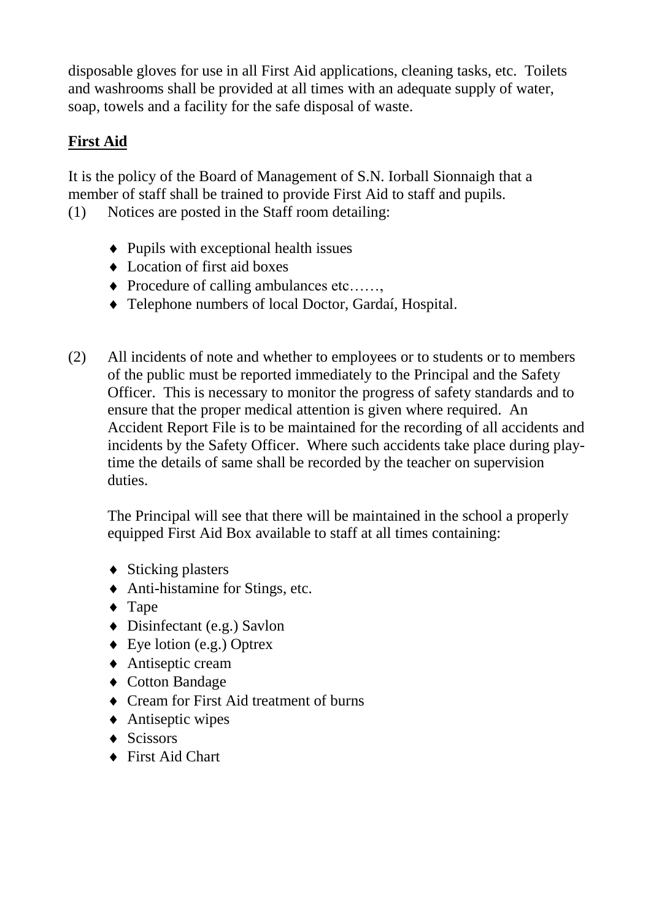disposable gloves for use in all First Aid applications, cleaning tasks, etc. Toilets and washrooms shall be provided at all times with an adequate supply of water, soap, towels and a facility for the safe disposal of waste.

## First Aid

It is the policy of the Board of Management of S.N. Iorball Sionnaigh that a member of staff shall be trained to provide First Aid to staff and pupils.

(1) Notices are posted in the Staff room detailing:

- Pupils with exceptional health issues
- Location of first aid boxes
- Procedure of calling ambulances etc……,
- Telephone numbers of local Doctor, Gardaí, Hospital.

(2) All incidents of note and whether to employees or to students or to members of the public must be reported immediately to the Principal and the Safety Officer. This is necessary to monitor the progress of safety standards and to ensure that the proper medical attention is given where required. An Accident Report File is to be maintained for the recording of all accidents and incidents by the Safety Officer. Where such accidents take place during play-time the details of same shall be recorded by the teacher on supervision duties.

The Principal will see that there will be maintained in the school a properly equipped First Aid Box available to staff at all times containing:

- Sticking plasters
- Anti-histamine for Stings, etc.
- Tape
- Disinfectant (e.g.) Savlon
- Eye lotion (e.g.) Optrex
- Antiseptic cream
- Cotton Bandage
- Cream for First Aid treatment of burns
- Antiseptic wipes
- Scissors
- First Aid Chart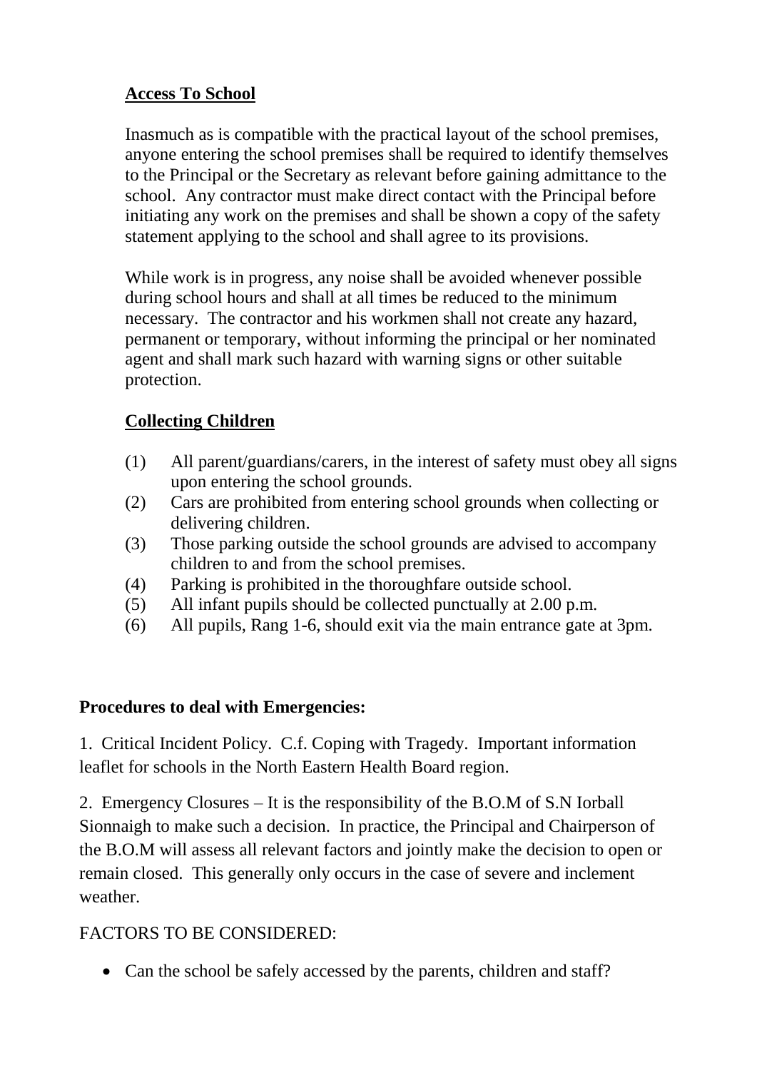**Access To School**

Inasmuch as is compatible with the practical layout of the school premises, anyone entering the school premises shall be required to identify themselves to the Principal or the Secretary as relevant before gaining admittance to the school. Any contractor must make direct contact with the Principal before initiating any work on the premises and shall be shown a copy of the safety statement applying to the school and shall agree to its provisions.

While work is in progress, any noise shall be avoided whenever possible during school hours and shall at all times be reduced to the minimum necessary. The contractor and his workmen shall not create any hazard, permanent or temporary, without informing the principal or her nominated agent and shall mark such hazard with warning signs or other suitable protection.

**Collecting Children**

(1) All parent/guardians/carers, in the interest of safety must obey all signs upon entering the school grounds.
(2) Cars are prohibited from entering school grounds when collecting or delivering children.
(3) Those parking outside the school grounds are advised to accompany children to and from the school premises.
(4) Parking is prohibited in the thoroughfare outside school.
(5) All infant pupils should be collected punctually at 2.00 p.m.
(6) All pupils, Rang 1-6, should exit via the main entrance gate at 3pm.

**Procedures to deal with Emergencies:**

1. Critical Incident Policy. C.f. Coping with Tragedy. Important information leaflet for schools in the North Eastern Health Board region.

2. Emergency Closures – It is the responsibility of the B.O.M of S.N Iorball Sionnaigh to make such a decision. In practice, the Principal and Chairperson of the B.O.M will assess all relevant factors and jointly make the decision to open or remain closed. This generally only occurs in the case of severe and inclement weather.

FACTORS TO BE CONSIDERED:

- Can the school be safely accessed by the parents, children and staff?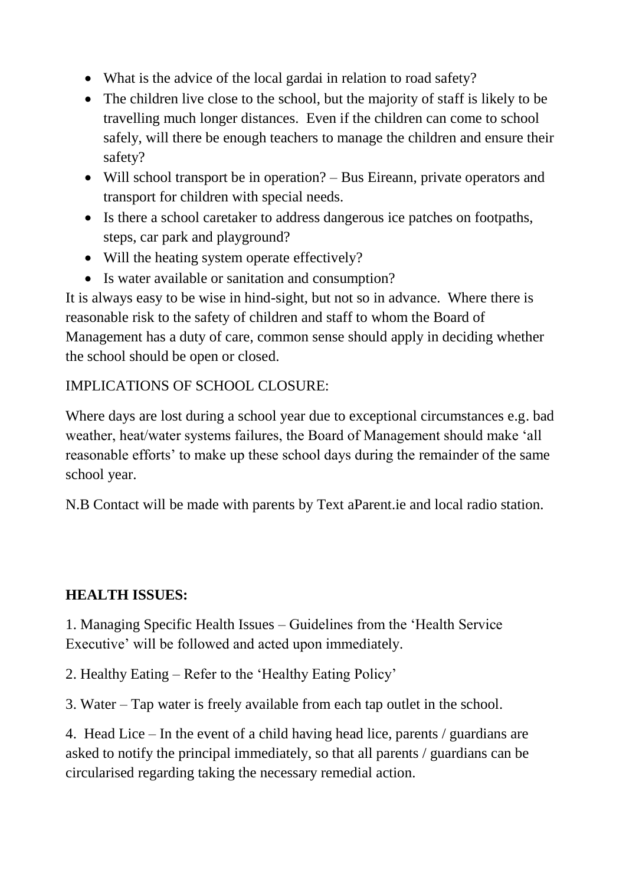- What is the advice of the local gardai in relation to road safety?
- The children live close to the school, but the majority of staff is likely to be travelling much longer distances. Even if the children can come to school safely, will there be enough teachers to manage the children and ensure their safety?
- Will school transport be in operation? – Bus Eireann, private operators and transport for children with special needs.
- Is there a school caretaker to address dangerous ice patches on footpaths, steps, car park and playground?
- Will the heating system operate effectively?
- Is water available or sanitation and consumption?

It is always easy to be wise in hind-sight, but not so in advance. Where there is reasonable risk to the safety of children and staff to whom the Board of Management has a duty of care, common sense should apply in deciding whether the school should be open or closed.

IMPLICATIONS OF SCHOOL CLOSURE:

Where days are lost during a school year due to exceptional circumstances e.g. bad weather, heat/water systems failures, the Board of Management should make 'all reasonable efforts' to make up these school days during the remainder of the same school year.

N.B Contact will be made with parents by Text aParent.ie and local radio station.

**HEALTH ISSUES:**

1. Managing Specific Health Issues – Guidelines from the 'Health Service Executive' will be followed and acted upon immediately.

2. Healthy Eating – Refer to the 'Healthy Eating Policy'

3. Water – Tap water is freely available from each tap outlet in the school.

4. Head Lice – In the event of a child having head lice, parents / guardians are asked to notify the principal immediately, so that all parents / guardians can be circularised regarding taking the necessary remedial action.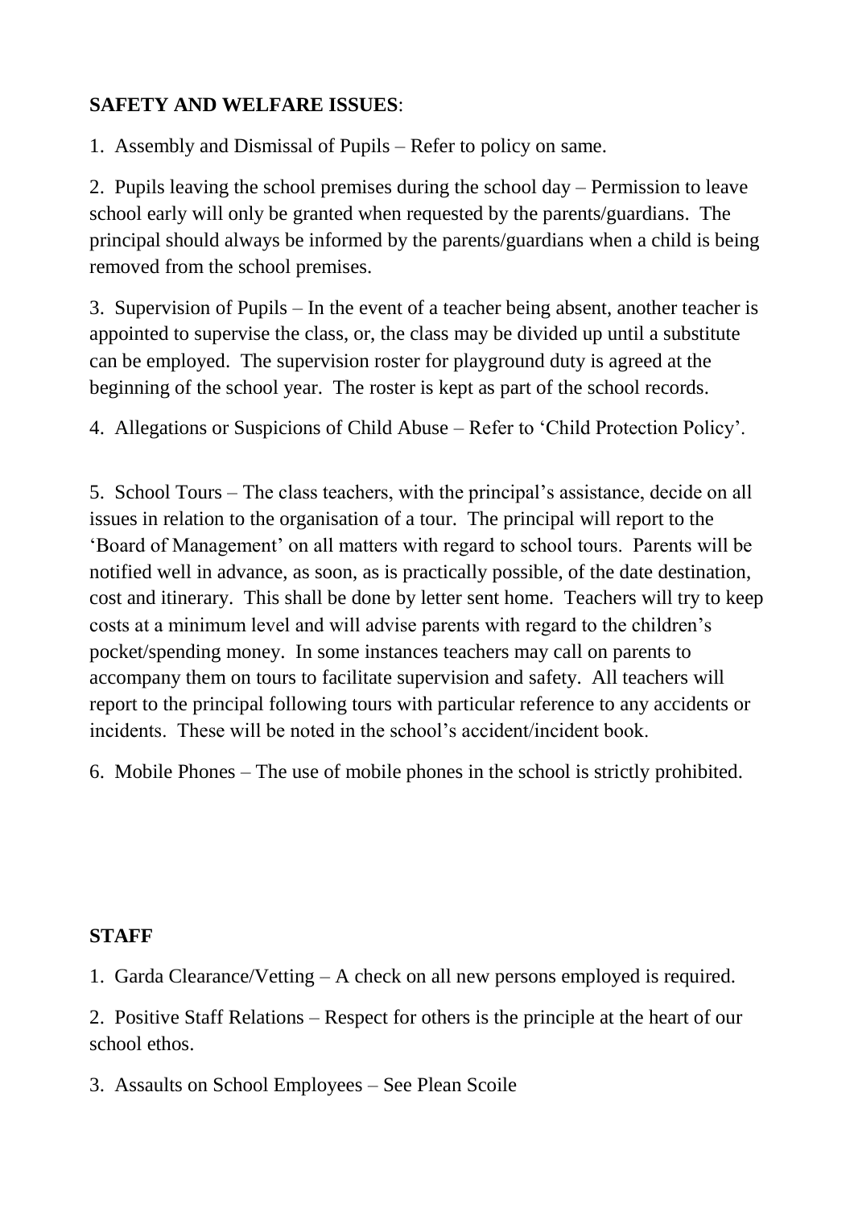**SAFETY AND WELFARE ISSUES**:

1. Assembly and Dismissal of Pupils – Refer to policy on same.

2. Pupils leaving the school premises during the school day – Permission to leave school early will only be granted when requested by the parents/guardians. The principal should always be informed by the parents/guardians when a child is being removed from the school premises.

3. Supervision of Pupils – In the event of a teacher being absent, another teacher is appointed to supervise the class, or, the class may be divided up until a substitute can be employed. The supervision roster for playground duty is agreed at the beginning of the school year. The roster is kept as part of the school records.

4. Allegations or Suspicions of Child Abuse – Refer to 'Child Protection Policy'.

5. School Tours – The class teachers, with the principal's assistance, decide on all issues in relation to the organisation of a tour. The principal will report to the 'Board of Management' on all matters with regard to school tours. Parents will be notified well in advance, as soon, as is practically possible, of the date destination, cost and itinerary. This shall be done by letter sent home. Teachers will try to keep costs at a minimum level and will advise parents with regard to the children's pocket/spending money. In some instances teachers may call on parents to accompany them on tours to facilitate supervision and safety. All teachers will report to the principal following tours with particular reference to any accidents or incidents. These will be noted in the school's accident/incident book.

6. Mobile Phones – The use of mobile phones in the school is strictly prohibited.

**STAFF**

1. Garda Clearance/Vetting – A check on all new persons employed is required.

2. Positive Staff Relations – Respect for others is the principle at the heart of our school ethos.

3. Assaults on School Employees – See Plean Scoile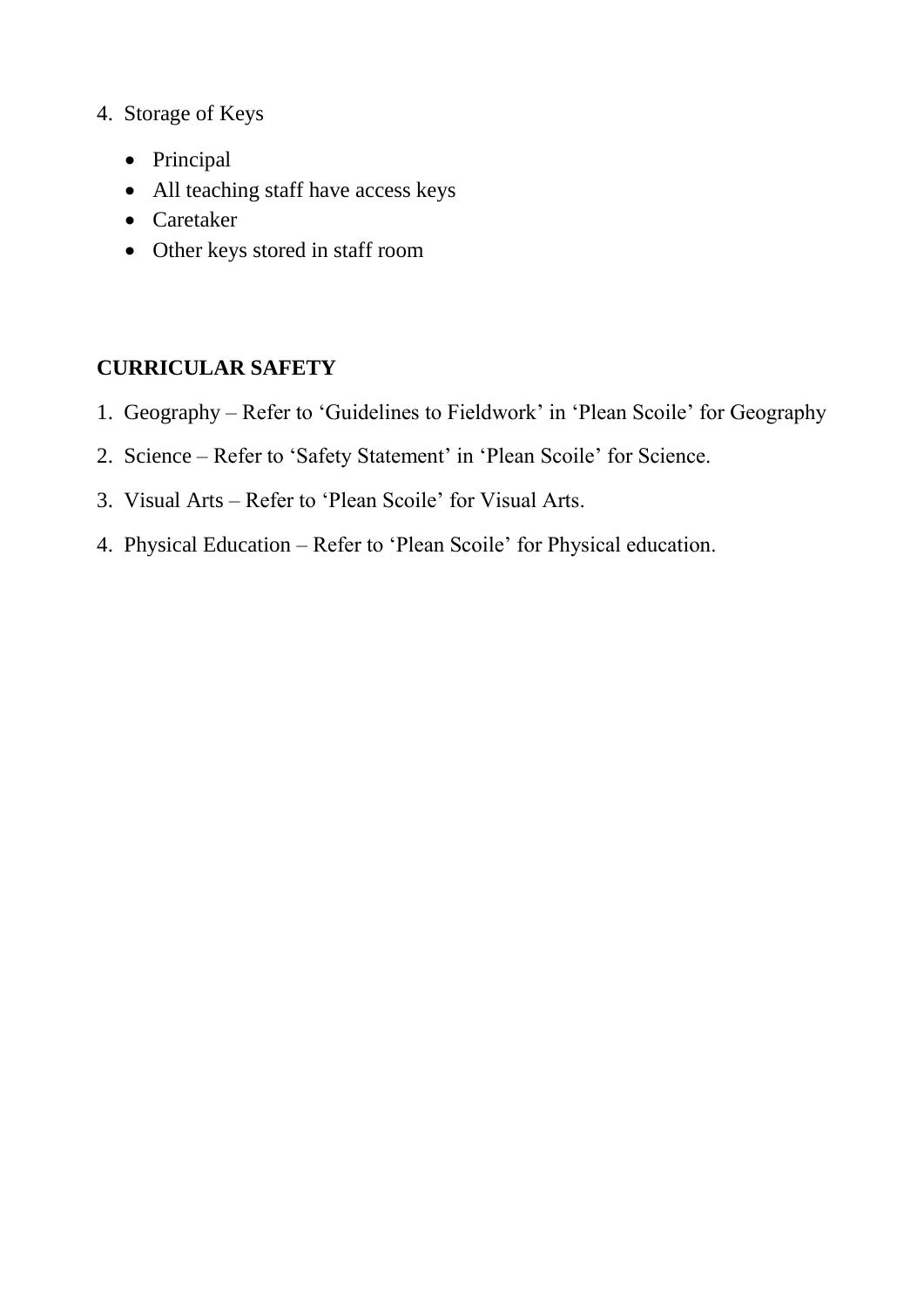4. Storage of Keys

- Principal
- All teaching staff have access keys
- Caretaker
- Other keys stored in staff room

**CURRICULAR SAFETY**

1. Geography – Refer to 'Guidelines to Fieldwork' in 'Plean Scoile' for Geography
2. Science – Refer to 'Safety Statement' in 'Plean Scoile' for Science.
3. Visual Arts – Refer to 'Plean Scoile' for Visual Arts.
4. Physical Education – Refer to 'Plean Scoile' for Physical education.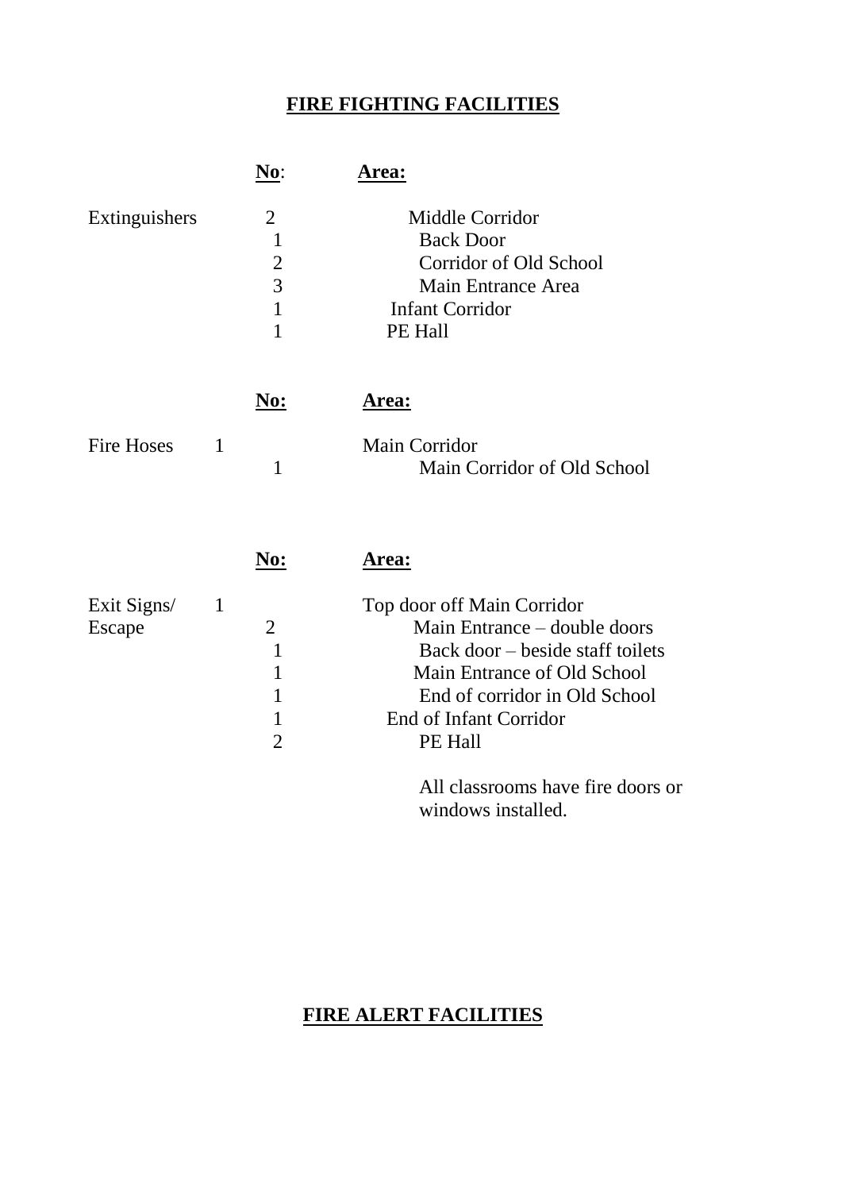## FIRE FIGHTING FACILITIES

| | No: | Area: |
|---|---|---|
| Extinguishers | 2 | Middle Corridor |
| | 1 | Back Door |
| | 2 | Corridor of Old School |
| | 3 | Main Entrance Area |
| | 1 | Infant Corridor |
| | 1 | PE Hall |

| | No: | Area: |
|---|---|---|
| Fire Hoses | 1 | Main Corridor |
| | 1 | Main Corridor of Old School |

| | No: | Area: |
|---|---|---|
| Exit Signs/ Escape | 1 | Top door off Main Corridor |
| | 2 | Main Entrance – double doors |
| | 1 | Back door – beside staff toilets |
| | 1 | Main Entrance of Old School |
| | 1 | End of corridor in Old School |
| | 1 | End of Infant Corridor |
| | 2 | PE Hall |

All classrooms have fire doors or windows installed.

## FIRE ALERT FACILITIES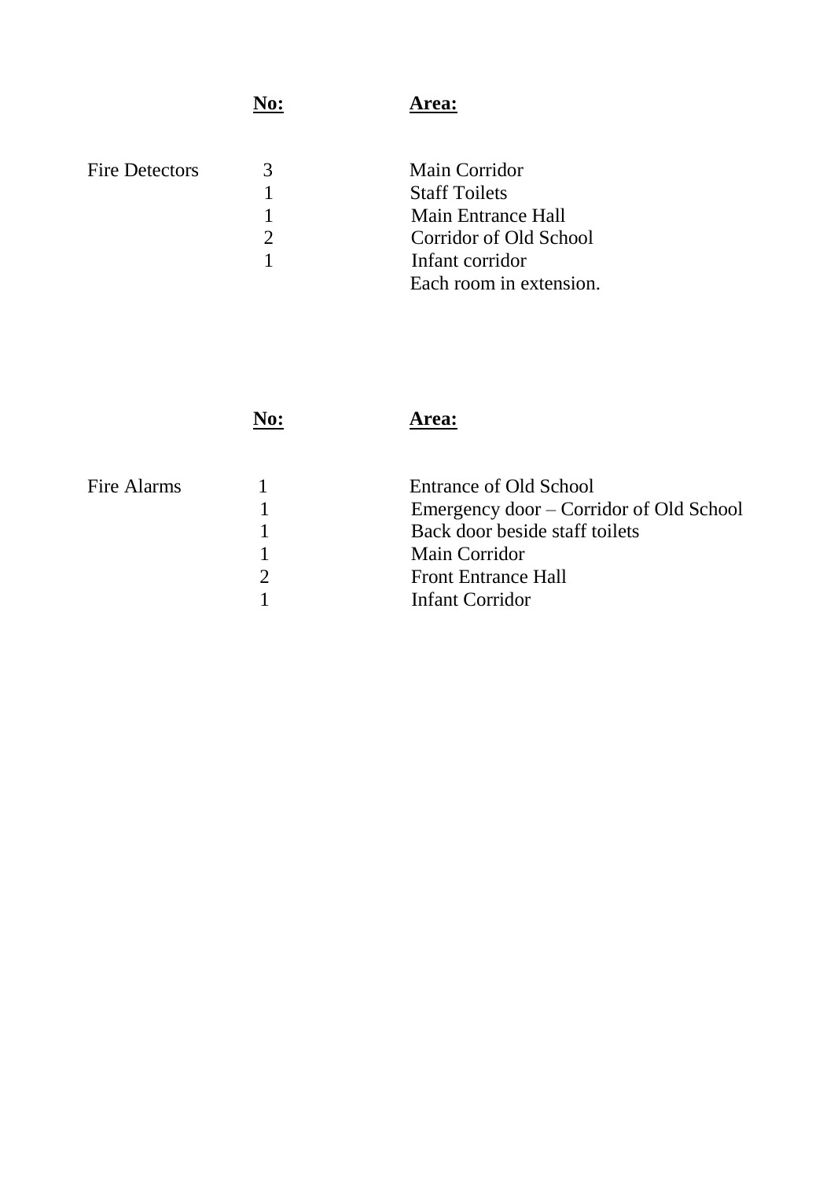| | **No:** | **Area:** |
|---|---|---|
| Fire Detectors | 3 | Main Corridor |
| | 1 | Staff Toilets |
| | 1 | Main Entrance Hall |
| | 2 | Corridor of Old School |
| | 1 | Infant corridor |
| | | Each room in extension. |

| | **No:** | **Area:** |
|---|---|---|
| Fire Alarms | 1 | Entrance of Old School |
| | 1 | Emergency door – Corridor of Old School |
| | 1 | Back door beside staff toilets |
| | 1 | Main Corridor |
| | 2 | Front Entrance Hall |
| | 1 | Infant Corridor |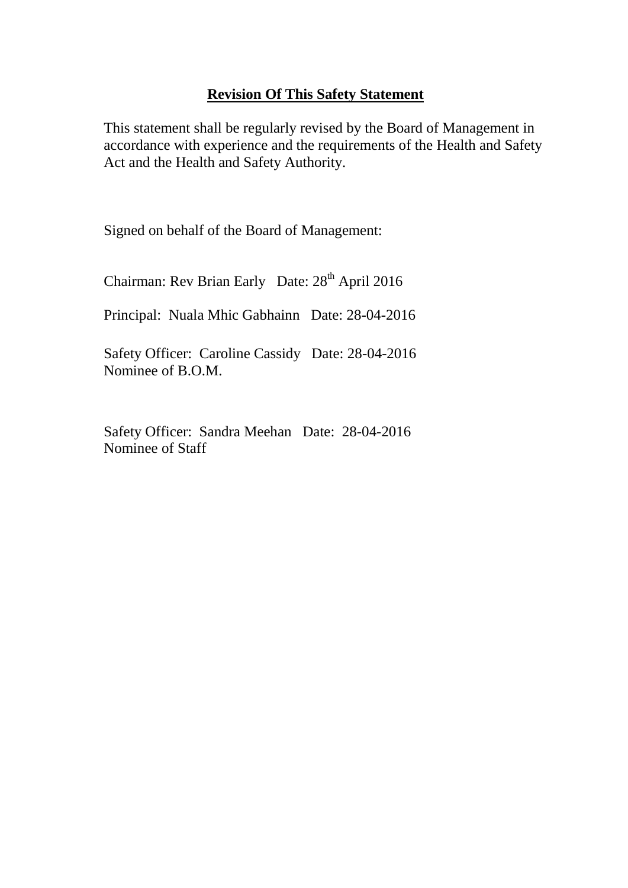## **Revision Of This Safety Statement**

This statement shall be regularly revised by the Board of Management in accordance with experience and the requirements of the Health and Safety Act and the Health and Safety Authority.

Signed on behalf of the Board of Management:

Chairman: Rev Brian Early Date: 28th April 2016

Principal: Nuala Mhic Gabhainn Date: 28-04-2016

Safety Officer: Caroline Cassidy Date: 28-04-2016
Nominee of B.O.M.

Safety Officer: Sandra Meehan Date: 28-04-2016
Nominee of Staff